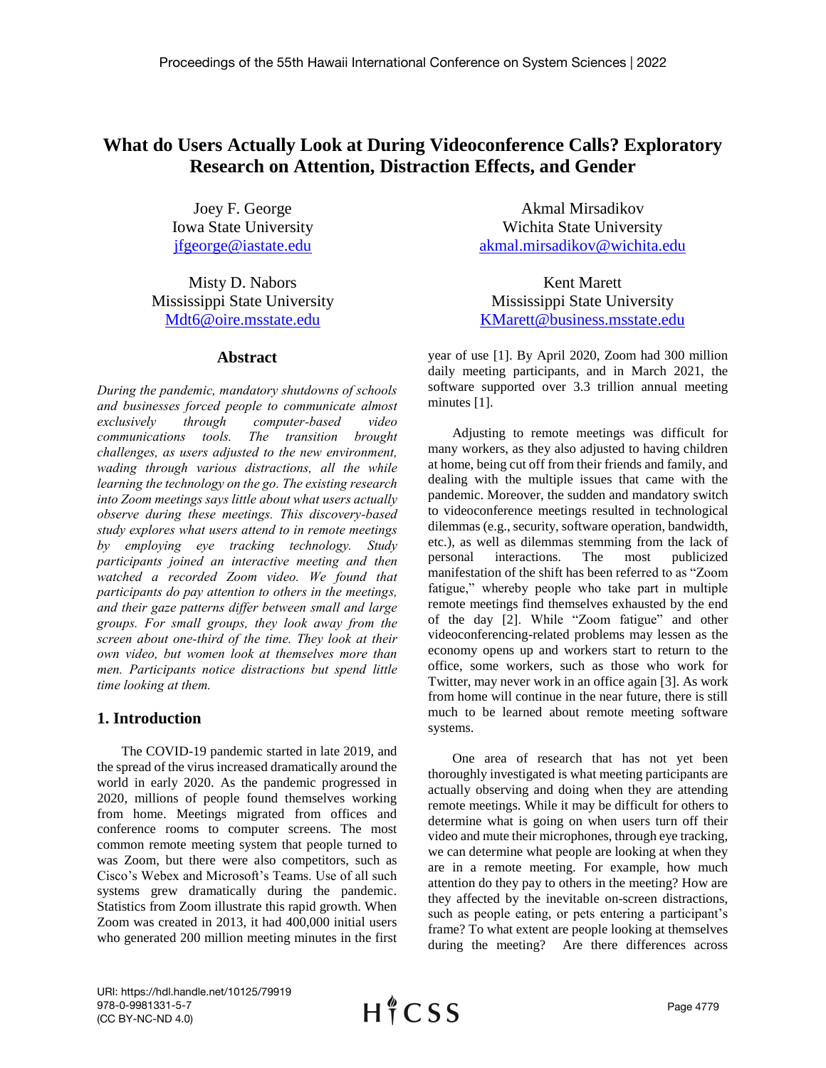# What do Users Actually Look at During Videoconference Calls? Exploratory Research on Attention, Distraction Effects, and Gender

Joey F. George
Iowa State University
jfgeorge@iastate.edu

Akmal Mirsadikov
Wichita State University
akmal.mirsadikov@wichita.edu

Misty D. Nabors
Mississippi State University
Mdt6@oire.msstate.edu

Kent Marett
Mississippi State University
KMarett@business.msstate.edu

## Abstract

*During the pandemic, mandatory shutdowns of schools and businesses forced people to communicate almost exclusively through computer-based video communications tools. The transition brought challenges, as users adjusted to the new environment, wading through various distractions, all the while learning the technology on the go. The existing research into Zoom meetings says little about what users actually observe during these meetings. This discovery-based study explores what users attend to in remote meetings by employing eye tracking technology. Study participants joined an interactive meeting and then watched a recorded Zoom video. We found that participants do pay attention to others in the meetings, and their gaze patterns differ between small and large groups. For small groups, they look away from the screen about one-third of the time. They look at their own video, but women look at themselves more than men. Participants notice distractions but spend little time looking at them.*

## 1. Introduction

The COVID-19 pandemic started in late 2019, and the spread of the virus increased dramatically around the world in early 2020. As the pandemic progressed in 2020, millions of people found themselves working from home. Meetings migrated from offices and conference rooms to computer screens. The most common remote meeting system that people turned to was Zoom, but there were also competitors, such as Cisco's Webex and Microsoft's Teams. Use of all such systems grew dramatically during the pandemic. Statistics from Zoom illustrate this rapid growth. When Zoom was created in 2013, it had 400,000 initial users who generated 200 million meeting minutes in the first year of use [1]. By April 2020, Zoom had 300 million daily meeting participants, and in March 2021, the software supported over 3.3 trillion annual meeting minutes [1].

Adjusting to remote meetings was difficult for many workers, as they also adjusted to having children at home, being cut off from their friends and family, and dealing with the multiple issues that came with the pandemic. Moreover, the sudden and mandatory switch to videoconference meetings resulted in technological dilemmas (e.g., security, software operation, bandwidth, etc.), as well as dilemmas stemming from the lack of personal interactions. The most publicized manifestation of the shift has been referred to as "Zoom fatigue," whereby people who take part in multiple remote meetings find themselves exhausted by the end of the day [2]. While "Zoom fatigue" and other videoconferencing-related problems may lessen as the economy opens up and workers start to return to the office, some workers, such as those who work for Twitter, may never work in an office again [3]. As work from home will continue in the near future, there is still much to be learned about remote meeting software systems.

One area of research that has not yet been thoroughly investigated is what meeting participants are actually observing and doing when they are attending remote meetings. While it may be difficult for others to determine what is going on when users turn off their video and mute their microphones, through eye tracking, we can determine what people are looking at when they are in a remote meeting. For example, how much attention do they pay to others in the meeting? How are they affected by the inevitable on-screen distractions, such as people eating, or pets entering a participant's frame? To what extent are people looking at themselves during the meeting? Are there differences across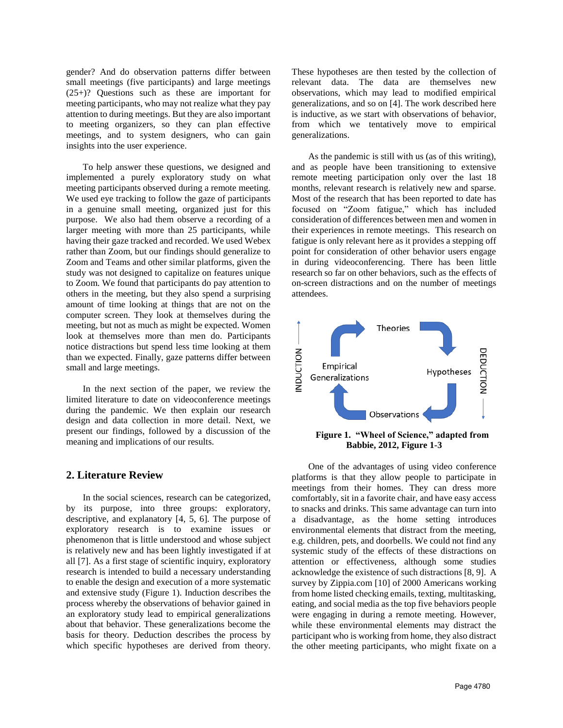gender? And do observation patterns differ between small meetings (five participants) and large meetings (25+)? Questions such as these are important for meeting participants, who may not realize what they pay attention to during meetings. But they are also important to meeting organizers, so they can plan effective meetings, and to system designers, who can gain insights into the user experience.

To help answer these questions, we designed and implemented a purely exploratory study on what meeting participants observed during a remote meeting. We used eye tracking to follow the gaze of participants in a genuine small meeting, organized just for this purpose. We also had them observe a recording of a larger meeting with more than 25 participants, while having their gaze tracked and recorded. We used Webex rather than Zoom, but our findings should generalize to Zoom and Teams and other similar platforms, given the study was not designed to capitalize on features unique to Zoom. We found that participants do pay attention to others in the meeting, but they also spend a surprising amount of time looking at things that are not on the computer screen. They look at themselves during the meeting, but not as much as might be expected. Women look at themselves more than men do. Participants notice distractions but spend less time looking at them than we expected. Finally, gaze patterns differ between small and large meetings.

In the next section of the paper, we review the limited literature to date on videoconference meetings during the pandemic. We then explain our research design and data collection in more detail. Next, we present our findings, followed by a discussion of the meaning and implications of our results.

## 2. Literature Review

In the social sciences, research can be categorized, by its purpose, into three groups: exploratory, descriptive, and explanatory [4, 5, 6]. The purpose of exploratory research is to examine issues or phenomenon that is little understood and whose subject is relatively new and has been lightly investigated if at all [7]. As a first stage of scientific inquiry, exploratory research is intended to build a necessary understanding to enable the design and execution of a more systematic and extensive study (Figure 1). Induction describes the process whereby the observations of behavior gained in an exploratory study lead to empirical generalizations about that behavior. These generalizations become the basis for theory. Deduction describes the process by which specific hypotheses are derived from theory. These hypotheses are then tested by the collection of relevant data. The data are themselves new observations, which may lead to modified empirical generalizations, and so on [4]. The work described here is inductive, as we start with observations of behavior, from which we tentatively move to empirical generalizations.

As the pandemic is still with us (as of this writing), and as people have been transitioning to extensive remote meeting participation only over the last 18 months, relevant research is relatively new and sparse. Most of the research that has been reported to date has focused on "Zoom fatigue," which has included consideration of differences between men and women in their experiences in remote meetings. This research on fatigue is only relevant here as it provides a stepping off point for consideration of other behavior users engage in during videoconferencing. There has been little research so far on other behaviors, such as the effects of on-screen distractions and on the number of meetings attendees.

**Figure 1. "Wheel of Science," adapted from Babbie, 2012, Figure 1-3**

One of the advantages of using video conference platforms is that they allow people to participate in meetings from their homes. They can dress more comfortably, sit in a favorite chair, and have easy access to snacks and drinks. This same advantage can turn into a disadvantage, as the home setting introduces environmental elements that distract from the meeting, e.g. children, pets, and doorbells. We could not find any systemic study of the effects of these distractions on attention or effectiveness, although some studies acknowledge the existence of such distractions [8, 9]. A survey by Zippia.com [10] of 2000 Americans working from home listed checking emails, texting, multitasking, eating, and social media as the top five behaviors people were engaging in during a remote meeting. However, while these environmental elements may distract the participant who is working from home, they also distract the other meeting participants, who might fixate on a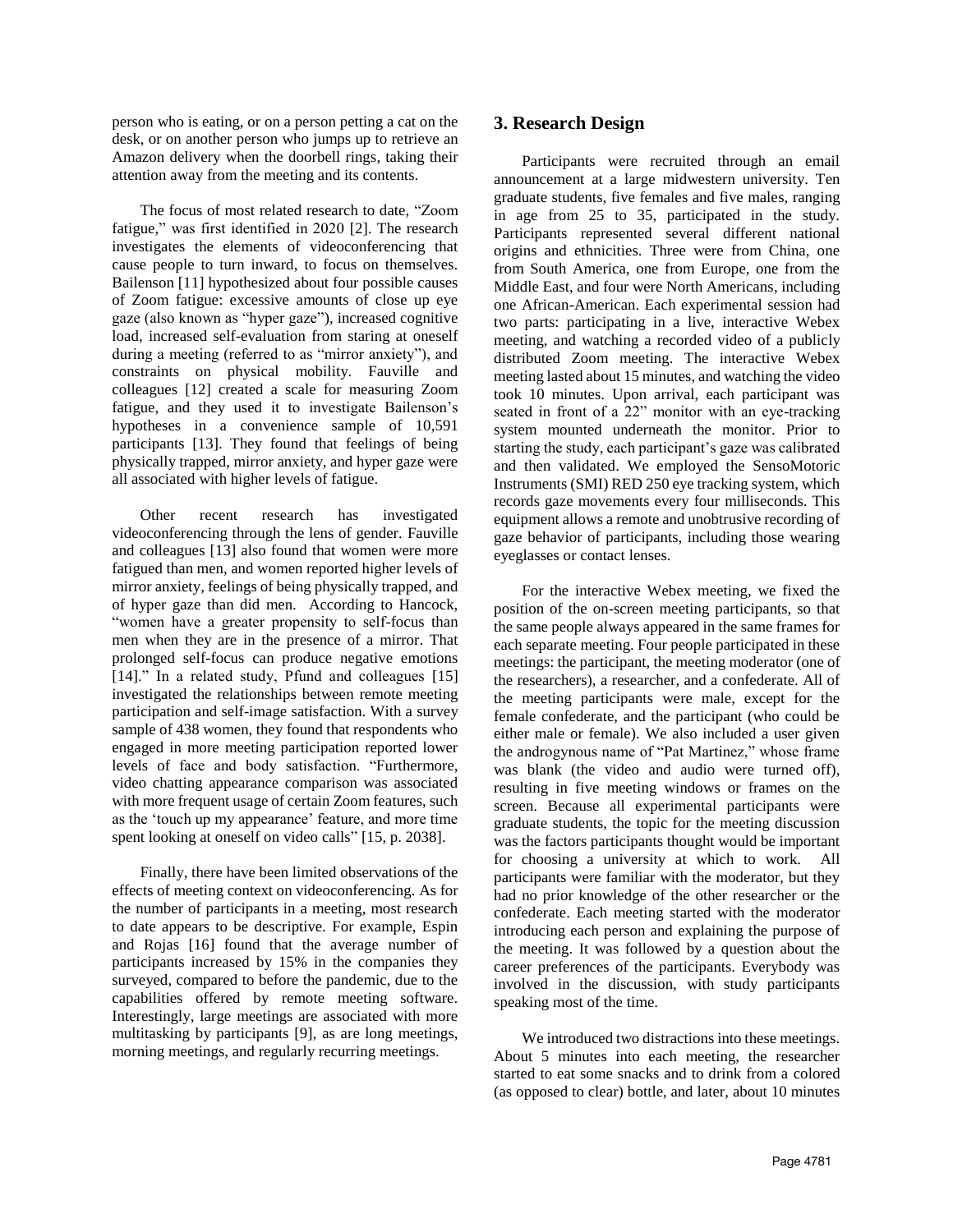person who is eating, or on a person petting a cat on the desk, or on another person who jumps up to retrieve an Amazon delivery when the doorbell rings, taking their attention away from the meeting and its contents.

The focus of most related research to date, "Zoom fatigue," was first identified in 2020 [2]. The research investigates the elements of videoconferencing that cause people to turn inward, to focus on themselves. Bailenson [11] hypothesized about four possible causes of Zoom fatigue: excessive amounts of close up eye gaze (also known as "hyper gaze"), increased cognitive load, increased self-evaluation from staring at oneself during a meeting (referred to as "mirror anxiety"), and constraints on physical mobility. Fauville and colleagues [12] created a scale for measuring Zoom fatigue, and they used it to investigate Bailenson's hypotheses in a convenience sample of 10,591 participants [13]. They found that feelings of being physically trapped, mirror anxiety, and hyper gaze were all associated with higher levels of fatigue.

Other recent research has investigated videoconferencing through the lens of gender. Fauville and colleagues [13] also found that women were more fatigued than men, and women reported higher levels of mirror anxiety, feelings of being physically trapped, and of hyper gaze than did men. According to Hancock, "women have a greater propensity to self-focus than men when they are in the presence of a mirror. That prolonged self-focus can produce negative emotions [14]." In a related study, Pfund and colleagues [15] investigated the relationships between remote meeting participation and self-image satisfaction. With a survey sample of 438 women, they found that respondents who engaged in more meeting participation reported lower levels of face and body satisfaction. "Furthermore, video chatting appearance comparison was associated with more frequent usage of certain Zoom features, such as the 'touch up my appearance' feature, and more time spent looking at oneself on video calls" [15, p. 2038].

Finally, there have been limited observations of the effects of meeting context on videoconferencing. As for the number of participants in a meeting, most research to date appears to be descriptive. For example, Espin and Rojas [16] found that the average number of participants increased by 15% in the companies they surveyed, compared to before the pandemic, due to the capabilities offered by remote meeting software. Interestingly, large meetings are associated with more multitasking by participants [9], as are long meetings, morning meetings, and regularly recurring meetings.

## 3. Research Design

Participants were recruited through an email announcement at a large midwestern university. Ten graduate students, five females and five males, ranging in age from 25 to 35, participated in the study. Participants represented several different national origins and ethnicities. Three were from China, one from South America, one from Europe, one from the Middle East, and four were North Americans, including one African-American. Each experimental session had two parts: participating in a live, interactive Webex meeting, and watching a recorded video of a publicly distributed Zoom meeting. The interactive Webex meeting lasted about 15 minutes, and watching the video took 10 minutes. Upon arrival, each participant was seated in front of a 22" monitor with an eye-tracking system mounted underneath the monitor. Prior to starting the study, each participant's gaze was calibrated and then validated. We employed the SensoMotoric Instruments (SMI) RED 250 eye tracking system, which records gaze movements every four milliseconds. This equipment allows a remote and unobtrusive recording of gaze behavior of participants, including those wearing eyeglasses or contact lenses.

For the interactive Webex meeting, we fixed the position of the on-screen meeting participants, so that the same people always appeared in the same frames for each separate meeting. Four people participated in these meetings: the participant, the meeting moderator (one of the researchers), a researcher, and a confederate. All of the meeting participants were male, except for the female confederate, and the participant (who could be either male or female). We also included a user given the androgynous name of "Pat Martinez," whose frame was blank (the video and audio were turned off), resulting in five meeting windows or frames on the screen. Because all experimental participants were graduate students, the topic for the meeting discussion was the factors participants thought would be important for choosing a university at which to work. All participants were familiar with the moderator, but they had no prior knowledge of the other researcher or the confederate. Each meeting started with the moderator introducing each person and explaining the purpose of the meeting. It was followed by a question about the career preferences of the participants. Everybody was involved in the discussion, with study participants speaking most of the time.

We introduced two distractions into these meetings. About 5 minutes into each meeting, the researcher started to eat some snacks and to drink from a colored (as opposed to clear) bottle, and later, about 10 minutes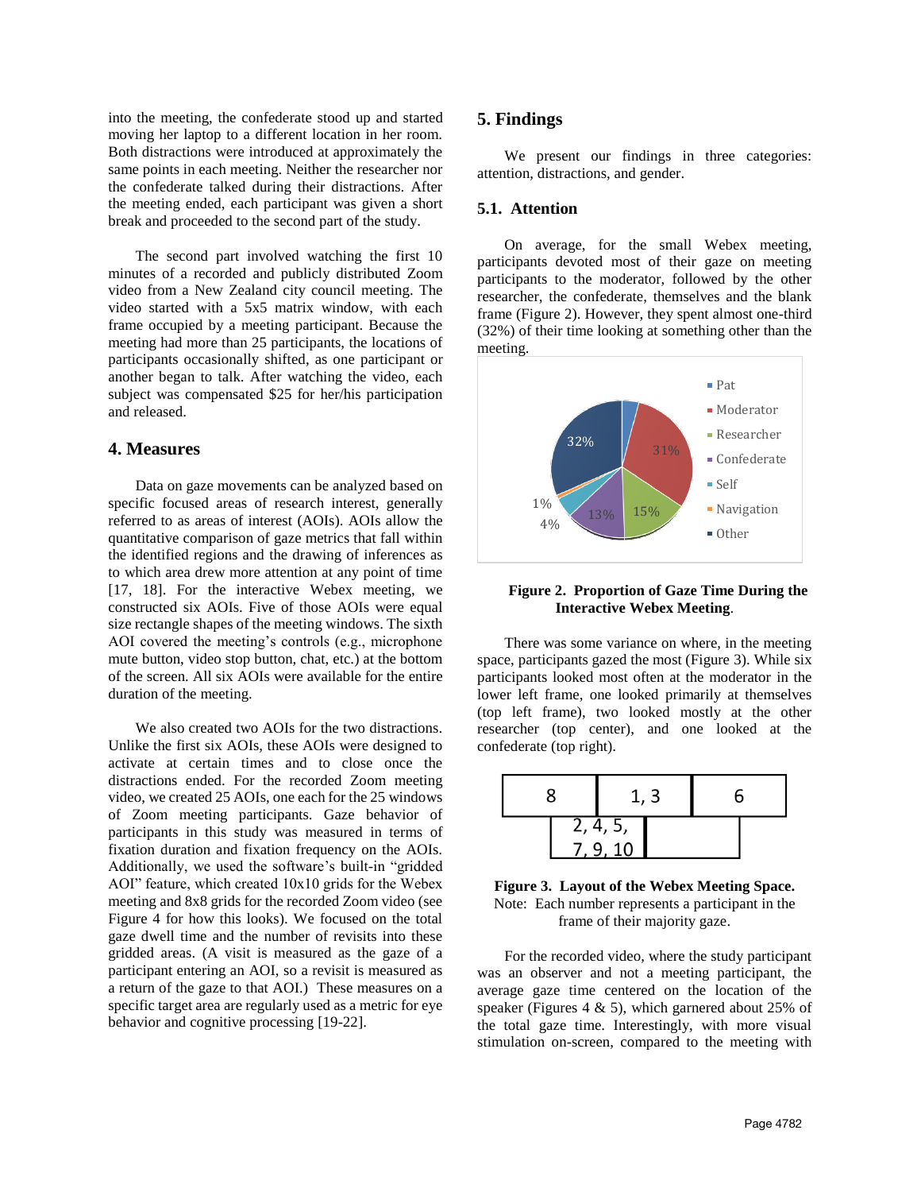into the meeting, the confederate stood up and started moving her laptop to a different location in her room. Both distractions were introduced at approximately the same points in each meeting. Neither the researcher nor the confederate talked during their distractions. After the meeting ended, each participant was given a short break and proceeded to the second part of the study.

The second part involved watching the first 10 minutes of a recorded and publicly distributed Zoom video from a New Zealand city council meeting. The video started with a 5x5 matrix window, with each frame occupied by a meeting participant. Because the meeting had more than 25 participants, the locations of participants occasionally shifted, as one participant or another began to talk. After watching the video, each subject was compensated $25 for her/his participation and released.

## 4. Measures

Data on gaze movements can be analyzed based on specific focused areas of research interest, generally referred to as areas of interest (AOIs). AOIs allow the quantitative comparison of gaze metrics that fall within the identified regions and the drawing of inferences as to which area drew more attention at any point of time [17, 18]. For the interactive Webex meeting, we constructed six AOIs. Five of those AOIs were equal size rectangle shapes of the meeting windows. The sixth AOI covered the meeting's controls (e.g., microphone mute button, video stop button, chat, etc.) at the bottom of the screen. All six AOIs were available for the entire duration of the meeting.

We also created two AOIs for the two distractions. Unlike the first six AOIs, these AOIs were designed to activate at certain times and to close once the distractions ended. For the recorded Zoom meeting video, we created 25 AOIs, one each for the 25 windows of Zoom meeting participants. Gaze behavior of participants in this study was measured in terms of fixation duration and fixation frequency on the AOIs. Additionally, we used the software's built-in "gridded AOI" feature, which created 10x10 grids for the Webex meeting and 8x8 grids for the recorded Zoom video (see Figure 4 for how this looks). We focused on the total gaze dwell time and the number of revisits into these gridded areas. (A visit is measured as the gaze of a participant entering an AOI, so a revisit is measured as a return of the gaze to that AOI.) These measures on a specific target area are regularly used as a metric for eye behavior and cognitive processing [19-22].

## 5. Findings

We present our findings in three categories: attention, distractions, and gender.

### 5.1. Attention

On average, for the small Webex meeting, participants devoted most of their gaze on meeting participants to the moderator, followed by the other researcher, the confederate, themselves and the blank frame (Figure 2). However, they spent almost one-third (32%) of their time looking at something other than the meeting.

| Category | Proportion |
|---|---|
| Pat | |
| Moderator | 31% |
| Researcher | 15% |
| Confederate | 13% |
| Self | 4% |
| Navigation | 1% |
| Other | 32% |

**Figure 2. Proportion of Gaze Time During the Interactive Webex Meeting**.

There was some variance on where, in the meeting space, participants gazed the most (Figure 3). While six participants looked most often at the moderator in the lower left frame, one looked primarily at themselves (top left frame), two looked mostly at the other researcher (top center), and one looked at the confederate (top right).

| 8 | 1, 3 | 6 |
|---|---|---|
| 2, 4, 5, 7, 9, 10 | | |

**Figure 3. Layout of the Webex Meeting Space.**
Note: Each number represents a participant in the frame of their majority gaze.

For the recorded video, where the study participant was an observer and not a meeting participant, the average gaze time centered on the location of the speaker (Figures 4 & 5), which garnered about 25% of the total gaze time. Interestingly, with more visual stimulation on-screen, compared to the meeting with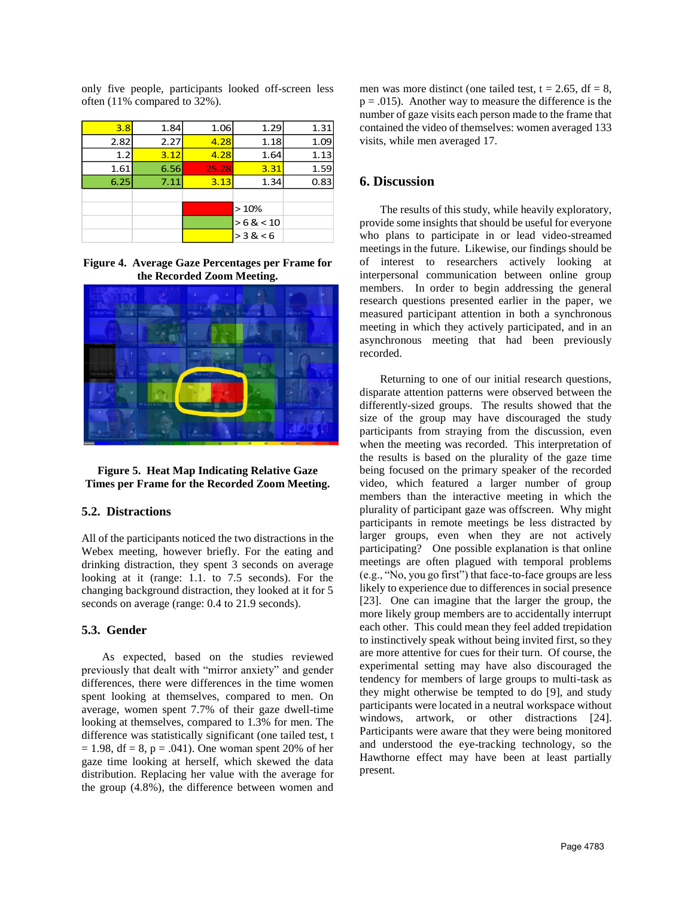only five people, participants looked off-screen less often (11% compared to 32%).

| | | | | |
|---|---|---|---|---|
| 3.8 | 1.84 | 1.06 | 1.29 | 1.31 |
| 2.82 | 2.27 | 4.28 | 1.18 | 1.09 |
| 1.2 | 3.12 | 4.28 | 1.64 | 1.13 |
| 1.61 | 6.56 | 25.28 | 3.31 | 1.59 |
| 6.25 | 7.11 | 3.13 | 1.34 | 0.83 |
| | | | | |
| | | (red) | > 10% | |
| | | (green) | > 6 & < 10 | |
| | | (yellow) | > 3 & < 6 | |

**Figure 4. Average Gaze Percentages per Frame for the Recorded Zoom Meeting.**

**Figure 5. Heat Map Indicating Relative Gaze Times per Frame for the Recorded Zoom Meeting.**

### 5.2. Distractions

All of the participants noticed the two distractions in the Webex meeting, however briefly. For the eating and drinking distraction, they spent 3 seconds on average looking at it (range: 1.1. to 7.5 seconds). For the changing background distraction, they looked at it for 5 seconds on average (range: 0.4 to 21.9 seconds).

### 5.3. Gender

As expected, based on the studies reviewed previously that dealt with "mirror anxiety" and gender differences, there were differences in the time women spent looking at themselves, compared to men. On average, women spent 7.7% of their gaze dwell-time looking at themselves, compared to 1.3% for men. The difference was statistically significant (one tailed test, $t = 1.98$, $df = 8$, $p = .041$). One woman spent 20% of her gaze time looking at herself, which skewed the data distribution. Replacing her value with the average for the group (4.8%), the difference between women and men was more distinct (one tailed test, $t = 2.65$, $df = 8$, $p = .015$). Another way to measure the difference is the number of gaze visits each person made to the frame that contained the video of themselves: women averaged 133 visits, while men averaged 17.

## 6. Discussion

The results of this study, while heavily exploratory, provide some insights that should be useful for everyone who plans to participate in or lead video-streamed meetings in the future. Likewise, our findings should be of interest to researchers actively looking at interpersonal communication between online group members. In order to begin addressing the general research questions presented earlier in the paper, we measured participant attention in both a synchronous meeting in which they actively participated, and in an asynchronous meeting that had been previously recorded.

Returning to one of our initial research questions, disparate attention patterns were observed between the differently-sized groups. The results showed that the size of the group may have discouraged the study participants from straying from the discussion, even when the meeting was recorded. This interpretation of the results is based on the plurality of the gaze time being focused on the primary speaker of the recorded video, which featured a larger number of group members than the interactive meeting in which the plurality of participant gaze was offscreen. Why might participants in remote meetings be less distracted by larger groups, even when they are not actively participating? One possible explanation is that online meetings are often plagued with temporal problems (e.g., "No, you go first") that face-to-face groups are less likely to experience due to differences in social presence [23]. One can imagine that the larger the group, the more likely group members are to accidentally interrupt each other. This could mean they feel added trepidation to instinctively speak without being invited first, so they are more attentive for cues for their turn. Of course, the experimental setting may have also discouraged the tendency for members of large groups to multi-task as they might otherwise be tempted to do [9], and study participants were located in a neutral workspace without windows, artwork, or other distractions [24]. Participants were aware that they were being monitored and understood the eye-tracking technology, so the Hawthorne effect may have been at least partially present.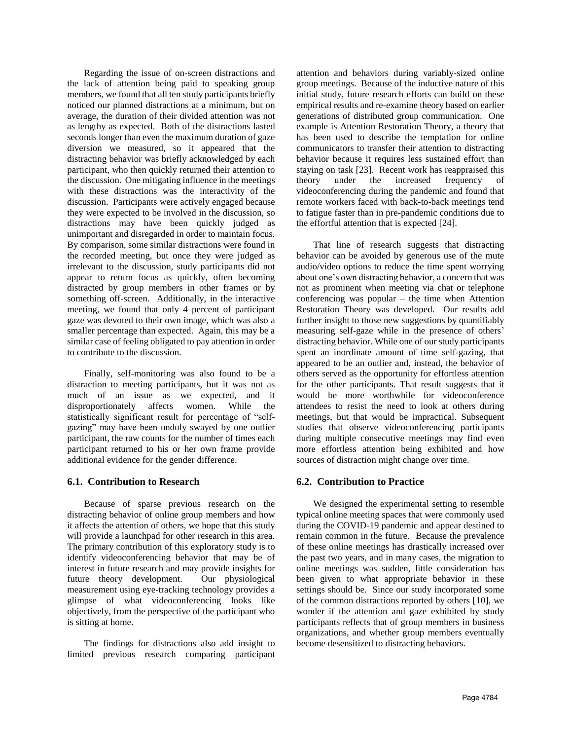Regarding the issue of on-screen distractions and the lack of attention being paid to speaking group members, we found that all ten study participants briefly noticed our planned distractions at a minimum, but on average, the duration of their divided attention was not as lengthy as expected. Both of the distractions lasted seconds longer than even the maximum duration of gaze diversion we measured, so it appeared that the distracting behavior was briefly acknowledged by each participant, who then quickly returned their attention to the discussion. One mitigating influence in the meetings with these distractions was the interactivity of the discussion. Participants were actively engaged because they were expected to be involved in the discussion, so distractions may have been quickly judged as unimportant and disregarded in order to maintain focus. By comparison, some similar distractions were found in the recorded meeting, but once they were judged as irrelevant to the discussion, study participants did not appear to return focus as quickly, often becoming distracted by group members in other frames or by something off-screen. Additionally, in the interactive meeting, we found that only 4 percent of participant gaze was devoted to their own image, which was also a smaller percentage than expected. Again, this may be a similar case of feeling obligated to pay attention in order to contribute to the discussion.

Finally, self-monitoring was also found to be a distraction to meeting participants, but it was not as much of an issue as we expected, and it disproportionately affects women. While the statistically significant result for percentage of "self-gazing" may have been unduly swayed by one outlier participant, the raw counts for the number of times each participant returned to his or her own frame provide additional evidence for the gender difference.

## 6.1. Contribution to Research

Because of sparse previous research on the distracting behavior of online group members and how it affects the attention of others, we hope that this study will provide a launchpad for other research in this area. The primary contribution of this exploratory study is to identify videoconferencing behavior that may be of interest in future research and may provide insights for future theory development. Our physiological measurement using eye-tracking technology provides a glimpse of what videoconferencing looks like objectively, from the perspective of the participant who is sitting at home.

The findings for distractions also add insight to limited previous research comparing participant attention and behaviors during variably-sized online group meetings. Because of the inductive nature of this initial study, future research efforts can build on these empirical results and re-examine theory based on earlier generations of distributed group communication. One example is Attention Restoration Theory, a theory that has been used to describe the temptation for online communicators to transfer their attention to distracting behavior because it requires less sustained effort than staying on task [23]. Recent work has reappraised this theory under the increased frequency of videoconferencing during the pandemic and found that remote workers faced with back-to-back meetings tend to fatigue faster than in pre-pandemic conditions due to the effortful attention that is expected [24].

That line of research suggests that distracting behavior can be avoided by generous use of the mute audio/video options to reduce the time spent worrying about one's own distracting behavior, a concern that was not as prominent when meeting via chat or telephone conferencing was popular – the time when Attention Restoration Theory was developed. Our results add further insight to those new suggestions by quantifiably measuring self-gaze while in the presence of others' distracting behavior. While one of our study participants spent an inordinate amount of time self-gazing, that appeared to be an outlier and, instead, the behavior of others served as the opportunity for effortless attention for the other participants. That result suggests that it would be more worthwhile for videoconference attendees to resist the need to look at others during meetings, but that would be impractical. Subsequent studies that observe videoconferencing participants during multiple consecutive meetings may find even more effortless attention being exhibited and how sources of distraction might change over time.

## 6.2. Contribution to Practice

We designed the experimental setting to resemble typical online meeting spaces that were commonly used during the COVID-19 pandemic and appear destined to remain common in the future. Because the prevalence of these online meetings has drastically increased over the past two years, and in many cases, the migration to online meetings was sudden, little consideration has been given to what appropriate behavior in these settings should be. Since our study incorporated some of the common distractions reported by others [10], we wonder if the attention and gaze exhibited by study participants reflects that of group members in business organizations, and whether group members eventually become desensitized to distracting behaviors.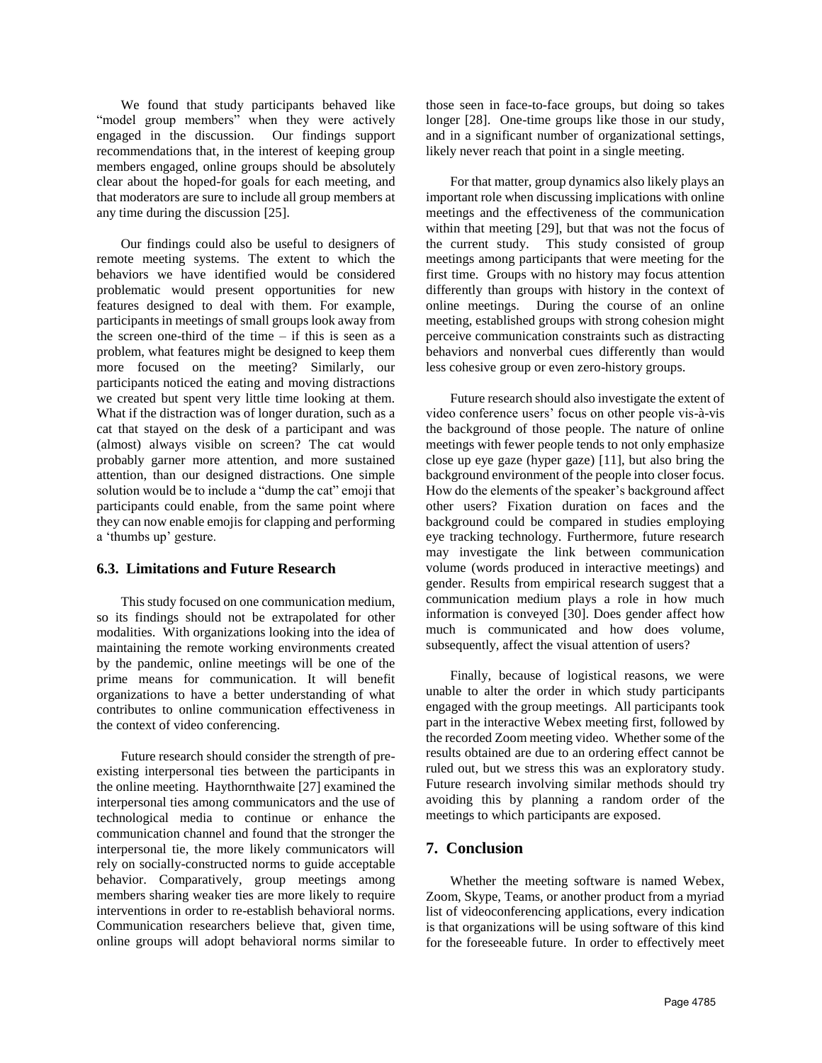We found that study participants behaved like "model group members" when they were actively engaged in the discussion. Our findings support recommendations that, in the interest of keeping group members engaged, online groups should be absolutely clear about the hoped-for goals for each meeting, and that moderators are sure to include all group members at any time during the discussion [25].

Our findings could also be useful to designers of remote meeting systems. The extent to which the behaviors we have identified would be considered problematic would present opportunities for new features designed to deal with them. For example, participants in meetings of small groups look away from the screen one-third of the time – if this is seen as a problem, what features might be designed to keep them more focused on the meeting? Similarly, our participants noticed the eating and moving distractions we created but spent very little time looking at them. What if the distraction was of longer duration, such as a cat that stayed on the desk of a participant and was (almost) always visible on screen? The cat would probably garner more attention, and more sustained attention, than our designed distractions. One simple solution would be to include a "dump the cat" emoji that participants could enable, from the same point where they can now enable emojis for clapping and performing a 'thumbs up' gesture.

### 6.3. Limitations and Future Research

This study focused on one communication medium, so its findings should not be extrapolated for other modalities. With organizations looking into the idea of maintaining the remote working environments created by the pandemic, online meetings will be one of the prime means for communication. It will benefit organizations to have a better understanding of what contributes to online communication effectiveness in the context of video conferencing.

Future research should consider the strength of pre-existing interpersonal ties between the participants in the online meeting. Haythornthwaite [27] examined the interpersonal ties among communicators and the use of technological media to continue or enhance the communication channel and found that the stronger the interpersonal tie, the more likely communicators will rely on socially-constructed norms to guide acceptable behavior. Comparatively, group meetings among members sharing weaker ties are more likely to require interventions in order to re-establish behavioral norms. Communication researchers believe that, given time, online groups will adopt behavioral norms similar to those seen in face-to-face groups, but doing so takes longer [28]. One-time groups like those in our study, and in a significant number of organizational settings, likely never reach that point in a single meeting.

For that matter, group dynamics also likely plays an important role when discussing implications with online meetings and the effectiveness of the communication within that meeting [29], but that was not the focus of the current study. This study consisted of group meetings among participants that were meeting for the first time. Groups with no history may focus attention differently than groups with history in the context of online meetings. During the course of an online meeting, established groups with strong cohesion might perceive communication constraints such as distracting behaviors and nonverbal cues differently than would less cohesive group or even zero-history groups.

Future research should also investigate the extent of video conference users' focus on other people vis-à-vis the background of those people. The nature of online meetings with fewer people tends to not only emphasize close up eye gaze (hyper gaze) [11], but also bring the background environment of the people into closer focus. How do the elements of the speaker's background affect other users? Fixation duration on faces and the background could be compared in studies employing eye tracking technology. Furthermore, future research may investigate the link between communication volume (words produced in interactive meetings) and gender. Results from empirical research suggest that a communication medium plays a role in how much information is conveyed [30]. Does gender affect how much is communicated and how does volume, subsequently, affect the visual attention of users?

Finally, because of logistical reasons, we were unable to alter the order in which study participants engaged with the group meetings. All participants took part in the interactive Webex meeting first, followed by the recorded Zoom meeting video. Whether some of the results obtained are due to an ordering effect cannot be ruled out, but we stress this was an exploratory study. Future research involving similar methods should try avoiding this by planning a random order of the meetings to which participants are exposed.

## 7. Conclusion

Whether the meeting software is named Webex, Zoom, Skype, Teams, or another product from a myriad list of videoconferencing applications, every indication is that organizations will be using software of this kind for the foreseeable future. In order to effectively meet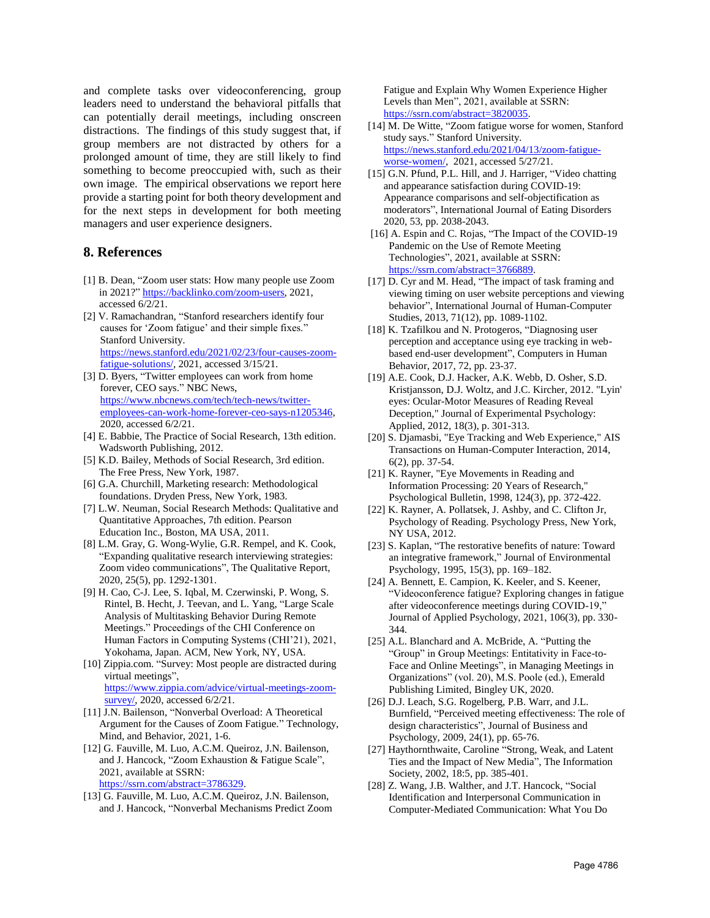and complete tasks over videoconferencing, group leaders need to understand the behavioral pitfalls that can potentially derail meetings, including onscreen distractions. The findings of this study suggest that, if group members are not distracted by others for a prolonged amount of time, they are still likely to find something to become preoccupied with, such as their own image. The empirical observations we report here provide a starting point for both theory development and for the next steps in development for both meeting managers and user experience designers.

## 8. References

[1] B. Dean, "Zoom user stats: How many people use Zoom in 2021?" https://backlinko.com/zoom-users, 2021, accessed 6/2/21.

[2] V. Ramachandran, "Stanford researchers identify four causes for 'Zoom fatigue' and their simple fixes." Stanford University. https://news.stanford.edu/2021/02/23/four-causes-zoom-fatigue-solutions/, 2021, accessed 3/15/21.

[3] D. Byers, "Twitter employees can work from home forever, CEO says." NBC News, https://www.nbcnews.com/tech/tech-news/twitter-employees-can-work-home-forever-ceo-says-n1205346, 2020, accessed 6/2/21.

[4] E. Babbie, The Practice of Social Research, 13th edition. Wadsworth Publishing, 2012.

[5] K.D. Bailey, Methods of Social Research, 3rd edition. The Free Press, New York, 1987.

[6] G.A. Churchill, Marketing research: Methodological foundations. Dryden Press, New York, 1983.

[7] L.W. Neuman, Social Research Methods: Qualitative and Quantitative Approaches, 7th edition. Pearson Education Inc., Boston, MA USA, 2011.

[8] L.M. Gray, G. Wong-Wylie, G.R. Rempel, and K. Cook, "Expanding qualitative research interviewing strategies: Zoom video communications", The Qualitative Report, 2020, 25(5), pp. 1292-1301.

[9] H. Cao, C-J. Lee, S. Iqbal, M. Czerwinski, P. Wong, S. Rintel, B. Hecht, J. Teevan, and L. Yang, "Large Scale Analysis of Multitasking Behavior During Remote Meetings." Proceedings of the CHI Conference on Human Factors in Computing Systems (CHI'21), 2021, Yokohama, Japan. ACM, New York, NY, USA.

[10] Zippia.com. "Survey: Most people are distracted during virtual meetings", https://www.zippia.com/advice/virtual-meetings-zoom-survey/, 2020, accessed 6/2/21.

[11] J.N. Bailenson, "Nonverbal Overload: A Theoretical Argument for the Causes of Zoom Fatigue." Technology, Mind, and Behavior, 2021, 1-6.

[12] G. Fauville, M. Luo, A.C.M. Queiroz, J.N. Bailenson, and J. Hancock, "Zoom Exhaustion & Fatigue Scale", 2021, available at SSRN: https://ssrn.com/abstract=3786329.

[13] G. Fauville, M. Luo, A.C.M. Queiroz, J.N. Bailenson, and J. Hancock, "Nonverbal Mechanisms Predict Zoom Fatigue and Explain Why Women Experience Higher Levels than Men", 2021, available at SSRN: https://ssrn.com/abstract=3820035.

[14] M. De Witte, "Zoom fatigue worse for women, Stanford study says." Stanford University. https://news.stanford.edu/2021/04/13/zoom-fatigue-worse-women/, 2021, accessed 5/27/21.

[15] G.N. Pfund, P.L. Hill, and J. Harriger, "Video chatting and appearance satisfaction during COVID-19: Appearance comparisons and self-objectification as moderators", International Journal of Eating Disorders 2020, 53, pp. 2038-2043.

[16] A. Espin and C. Rojas, "The Impact of the COVID-19 Pandemic on the Use of Remote Meeting Technologies", 2021, available at SSRN: https://ssrn.com/abstract=3766889.

[17] D. Cyr and M. Head, "The impact of task framing and viewing timing on user website perceptions and viewing behavior", International Journal of Human-Computer Studies, 2013, 71(12), pp. 1089-1102.

[18] K. Tzafilkou and N. Protogeros, "Diagnosing user perception and acceptance using eye tracking in web-based end-user development", Computers in Human Behavior, 2017, 72, pp. 23-37.

[19] A.E. Cook, D.J. Hacker, A.K. Webb, D. Osher, S.D. Kristjansson, D.J. Woltz, and J.C. Kircher, 2012. "Lyin' eyes: Ocular-Motor Measures of Reading Reveal Deception," Journal of Experimental Psychology: Applied, 2012, 18(3), p. 301-313.

[20] S. Djamasbi, "Eye Tracking and Web Experience," AIS Transactions on Human-Computer Interaction, 2014, 6(2), pp. 37-54.

[21] K. Rayner, "Eye Movements in Reading and Information Processing: 20 Years of Research," Psychological Bulletin, 1998, 124(3), pp. 372-422.

[22] K. Rayner, A. Pollatsek, J. Ashby, and C. Clifton Jr, Psychology of Reading. Psychology Press, New York, NY USA, 2012.

[23] S. Kaplan, "The restorative benefits of nature: Toward an integrative framework," Journal of Environmental Psychology, 1995, 15(3), pp. 169–182.

[24] A. Bennett, E. Campion, K. Keeler, and S. Keener, "Videoconference fatigue? Exploring changes in fatigue after videoconference meetings during COVID-19," Journal of Applied Psychology, 2021, 106(3), pp. 330-344.

[25] A.L. Blanchard and A. McBride, A. "Putting the "Group" in Group Meetings: Entitativity in Face-to-Face and Online Meetings", in Managing Meetings in Organizations" (vol. 20), M.S. Poole (ed.), Emerald Publishing Limited, Bingley UK, 2020.

[26] D.J. Leach, S.G. Rogelberg, P.B. Warr, and J.L. Burnfield, "Perceived meeting effectiveness: The role of design characteristics", Journal of Business and Psychology, 2009, 24(1), pp. 65-76.

[27] Haythornthwaite, Caroline "Strong, Weak, and Latent Ties and the Impact of New Media", The Information Society, 2002, 18:5, pp. 385-401.

[28] Z. Wang, J.B. Walther, and J.T. Hancock, "Social Identification and Interpersonal Communication in Computer-Mediated Communication: What You Do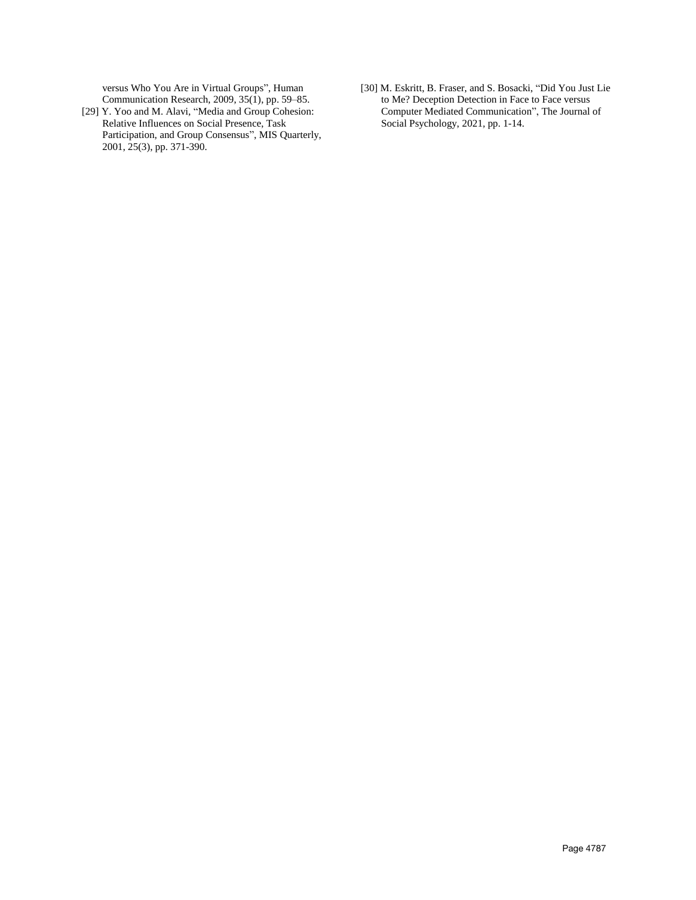versus Who You Are in Virtual Groups", Human Communication Research, 2009, 35(1), pp. 59–85.

[29] Y. Yoo and M. Alavi, "Media and Group Cohesion: Relative Influences on Social Presence, Task Participation, and Group Consensus", MIS Quarterly, 2001, 25(3), pp. 371-390.

[30] M. Eskritt, B. Fraser, and S. Bosacki, "Did You Just Lie to Me? Deception Detection in Face to Face versus Computer Mediated Communication", The Journal of Social Psychology, 2021, pp. 1-14.